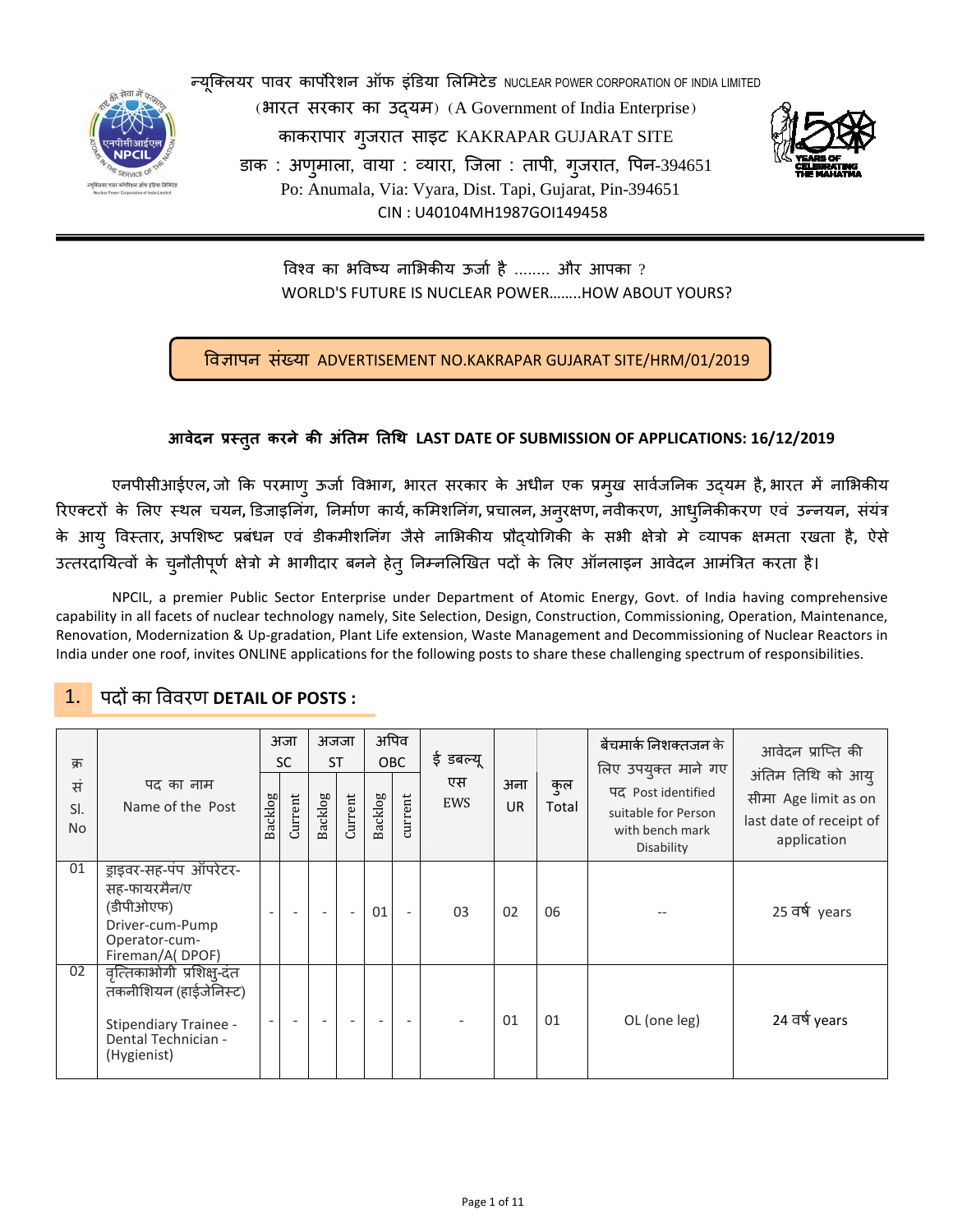न्यूक्लियर पावर कार्पोरेशन ऑफ इंडिया लिमिटेड NUCLEAR POWER CORPORATION OF INDIA LIMITED

(भारत सरकार का उद्यम) (A Government of India Enterprise)

काकरापार गुजरात साइट KAKRAPAR GUJARAT SITE

डाक : अणुमाला, वाया : व्यारा, जिला : तापी, गुजरात, पिन-394651

Po: Anumala, Via: Vyara, Dist. Tapi, Gujarat, Pin-394651

CIN : U40104MH1987GOI149458

---

विश्व का भविष्य नाभिकीय ऊर्जा है ........ और आपका ?

WORLD'S FUTURE IS NUCLEAR POWER........HOW ABOUT YOURS?

**विज्ञापन संख्या ADVERTISEMENT NO.KAKRAPAR GUJARAT SITE/HRM/01/2019**

**आवेदन प्रस्तुत करने की अंतिम तिथि LAST DATE OF SUBMISSION OF APPLICATIONS: 16/12/2019**

एनपीसीआईएल, जो कि परमाणु ऊर्जा विभाग, भारत सरकार के अधीन एक प्रमुख सार्वजनिक उद्यम है, भारत में नाभिकीय रिएक्टरों के लिए स्थल चयन, डिजाइनिंग, निर्माण कार्य, कमिशनिंग, प्रचालन, अनुरक्षण, नवीकरण, आधुनिकीकरण एवं उन्नयन, संयंत्र के आयु विस्तार, अपशिष्ट प्रबंधन एवं डीकमीशनिंग जैसे नाभिकीय प्रौद्योगिकी के सभी क्षेत्रो मे व्यापक क्षमता रखता है, ऐसे उत्तरदायित्वों के चुनौतीपूर्ण क्षेत्रो मे भागीदार बनने हेतु निम्नलिखित पदों के लिए ऑनलाइन आवेदन आमंत्रित करता है।

NPCIL, a premier Public Sector Enterprise under Department of Atomic Energy, Govt. of India having comprehensive capability in all facets of nuclear technology namely, Site Selection, Design, Construction, Commissioning, Operation, Maintenance, Renovation, Modernization & Up-gradation, Plant Life extension, Waste Management and Decommissioning of Nuclear Reactors in India under one roof, invites ONLINE applications for the following posts to share these challenging spectrum of responsibilities.

## 1. पदों का विवरण DETAIL OF POSTS :

| क्र सं Sl. No | पद का नाम Name of the Post | अजा SC | | अजजा ST | | अपिव OBC | | ई डबल्यू एस EWS | अना UR | कुल Total | बेंचमार्क निशक्तजन के लिए उपयुक्त माने गए पद Post identified suitable for Person with bench mark Disability | आवेदन प्राप्ति की अंतिम तिथि को आयु सीमा Age limit as on last date of receipt of application |
|---|---|---|---|---|---|---|---|---|---|---|---|---|
| | | Backlog | Current | Backlog | Current | Backlog | current | | | | | |
| 01 | ड्राइवर-सह-पंप ऑपरेटर-सह-फायरमैन/ए (डीपीओएफ) Driver-cum-Pump Operator-cum-Fireman/A( DPOF) | - | - | - | - | 01 | - | 03 | 02 | 06 | -- | 25 वर्ष years |
| 02 | वृत्तिकाभोगी प्रशिक्षु-दंत तकनीशियन (हाईजेनिस्ट) Stipendiary Trainee - Dental Technician - (Hygienist) | - | - | - | - | - | - | - | 01 | 01 | OL (one leg) | 24 वर्ष years |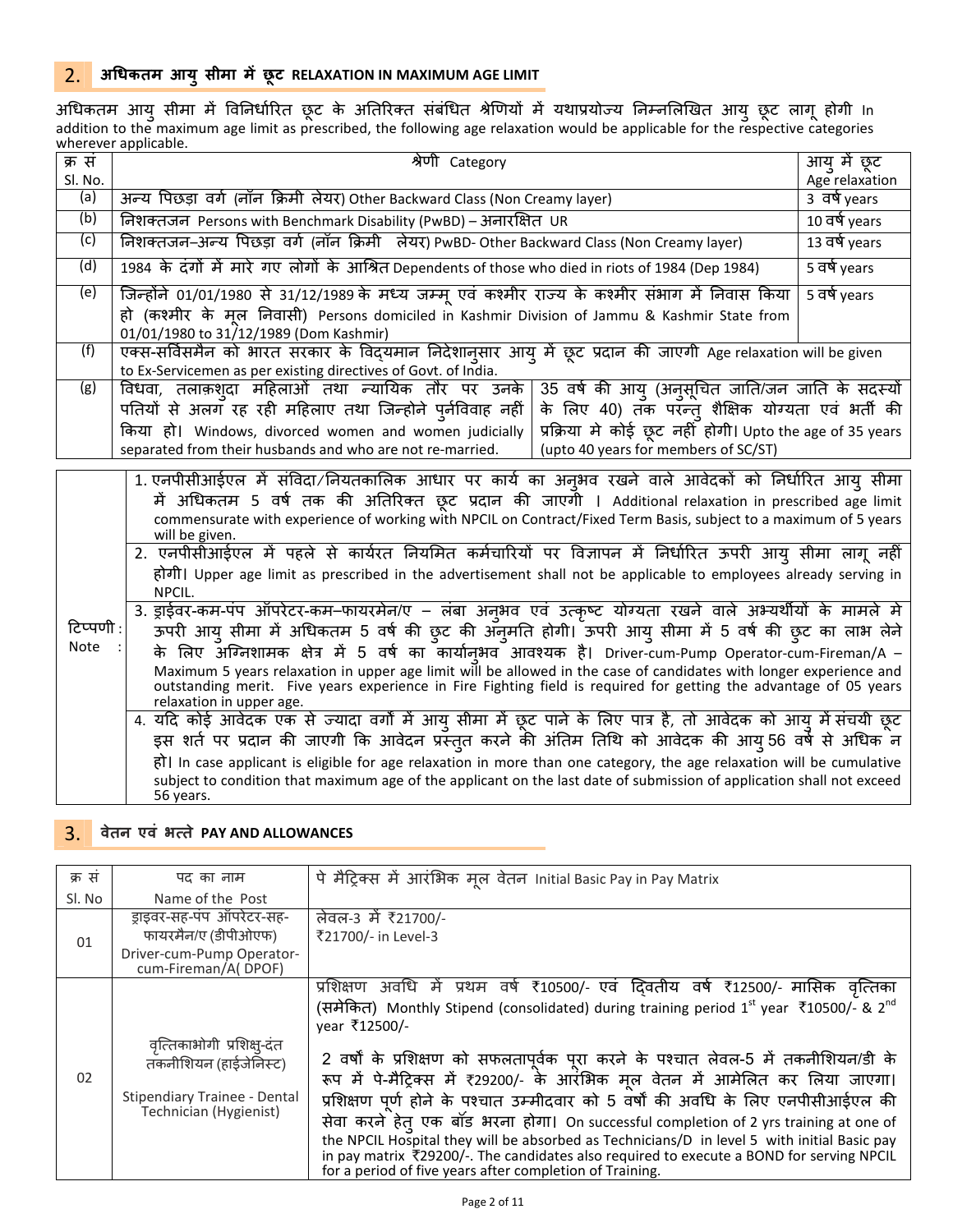## 2. अधिकतम आयु सीमा में छूट RELAXATION IN MAXIMUM AGE LIMIT

अधिकतम आयु सीमा में विनिर्धारित छूट के अतिरिक्त संबंधित श्रेणियों में यथाप्रयोज्य निम्नलिखित आयु छूट लागू होगी In addition to the maximum age limit as prescribed, the following age relaxation would be applicable for the respective categories wherever applicable.

| क्र सं Sl. No. | श्रेणी Category | | आयु में छूट Age relaxation |
|---|---|---|---|
| (a) | अन्य पिछड़ा वर्ग (नॉन क्रिमी लेयर) Other Backward Class (Non Creamy layer) | | 3 वर्ष years |
| (b) | निशक्तजन Persons with Benchmark Disability (PwBD) – अनारक्षित UR | | 10 वर्ष years |
| (c) | निशक्तजन–अन्य पिछड़ा वर्ग (नॉन क्रिमी लेयर) PwBD- Other Backward Class (Non Creamy layer) | | 13 वर्ष years |
| (d) | 1984 के दंगों में मारे गए लोगों के आश्रित Dependents of those who died in riots of 1984 (Dep 1984) | | 5 वर्ष years |
| (e) | जिन्होंने 01/01/1980 से 31/12/1989 के मध्य जम्मू एवं कश्मीर राज्य के कश्मीर संभाग में निवास किया हो (कश्मीर के मूल निवासी) Persons domiciled in Kashmir Division of Jammu & Kashmir State from 01/01/1980 to 31/12/1989 (Dom Kashmir) | | 5 वर्ष years |
| (f) | एक्स-सर्विसमैन को भारत सरकार के विद्यमान निदेशानुसार आयु में छूट प्रदान की जाएगी Age relaxation will be given to Ex-Servicemen as per existing directives of Govt. of India. | | |
| (g) | विधवा, तलाक़शुदा महिलाओं तथा न्यायिक तौर पर उनके पतियों से अलग रह रही महिलाए तथा जिन्होने पुर्नविवाह नहीं किया हो। Windows, divorced women and women judicially separated from their husbands and who are not re-married. | 35 वर्ष की आयु (अनुसूचित जाति/जन जाति के सदस्यों के लिए 40) तक परन्तु शैक्षिक योग्यता एवं भर्ती की प्रक्रिया मे कोई छूट नहीं होगी। Upto the age of 35 years (upto 40 years for members of SC/ST) | |

**टिप्पणी : Note :**

1. एनपीसीआईएल में संविदा/नियतकालिक आधार पर कार्य का अनुभव रखने वाले आवेदकों को निर्धारित आयु सीमा में अधिकतम 5 वर्ष तक की अतिरिक्त छूट प्रदान की जाएगी । Additional relaxation in prescribed age limit commensurate with experience of working with NPCIL on Contract/Fixed Term Basis, subject to a maximum of 5 years will be given.
2. एनपीसीआईएल में पहले से कार्यरत नियमित कर्मचारियों पर विज्ञापन में निर्धारित ऊपरी आयु सीमा लागू नहीं होगी। Upper age limit as prescribed in the advertisement shall not be applicable to employees already serving in NPCIL.
3. ड्राईवर-कम-पंप ऑपरेटर-कम–फायरमेन/ए – लंबा अनुभव एवं उत्कृष्ट योग्यता रखने वाले अभ्यर्थीयों के मामले मे ऊपरी आयु सीमा में अधिकतम 5 वर्ष की छूट की अनुमति होगी। ऊपरी आयु सीमा में 5 वर्ष की छूट का लाभ लेने के लिए अग्निशामक क्षेत्र में 5 वर्ष का कार्यानुभव आवश्यक है। Driver-cum-Pump Operator-cum-Fireman/A – Maximum 5 years relaxation in upper age limit will be allowed in the case of candidates with longer experience and outstanding merit. Five years experience in Fire Fighting field is required for getting the advantage of 05 years relaxation in upper age.
4. यदि कोई आवेदक एक से ज्यादा वर्गों में आयु सीमा में छूट पाने के लिए पात्र है, तो आवेदक को आयु में संचयी छूट इस शर्त पर प्रदान की जाएगी कि आवेदन प्रस्तुत करने की अंतिम तिथि को आवेदक की आयु 56 वर्ष से अधिक न हो। In case applicant is eligible for age relaxation in more than one category, the age relaxation will be cumulative subject to condition that maximum age of the applicant on the last date of submission of application shall not exceed 56 years.

## 3. वेतन एवं भत्ते PAY AND ALLOWANCES

| क्र सं Sl. No | पद का नाम Name of the Post | पे मैट्रिक्स में आरंभिक मूल वेतन Initial Basic Pay in Pay Matrix |
|---|---|---|
| 01 | ड्राइवर-सह-पंप ऑपरेटर-सह-फायरमैन/ए (डीपीओएफ) Driver-cum-Pump Operator-cum-Fireman/A( DPOF) | लेवल-3 में ₹21700/- ₹21700/- in Level-3 |
| 02 | वृत्तिकाभोगी प्रशिक्षु-दंत तकनीशियन (हाईजेनिस्ट) Stipendiary Trainee - Dental Technician (Hygienist) | प्रशिक्षण अवधि में प्रथम वर्ष ₹10500/- एवं द्वितीय वर्ष ₹12500/- मासिक वृत्तिका (समेकित) Monthly Stipend (consolidated) during training period 1st year ₹10500/- & 2nd year ₹12500/-<br><br>2 वर्षों के प्रशिक्षण को सफलतापूर्वक पूरा करने के पश्चात लेवल-5 में तकनीशियन/डी के रूप में पे-मैट्रिक्स में ₹29200/- के आरंभिक मूल वेतन में आमेलित कर लिया जाएगा। प्रशिक्षण पूर्ण होने के पश्चात उम्मीदवार को 5 वर्षों की अवधि के लिए एनपीसीआईएल की सेवा करने हेतु एक बॉड भरना होगा। On successful completion of 2 yrs training at one of the NPCIL Hospital they will be absorbed as Technicians/D in level 5 with initial Basic pay in pay matrix ₹29200/-. The candidates also required to execute a BOND for serving NPCIL for a period of five years after completion of Training. |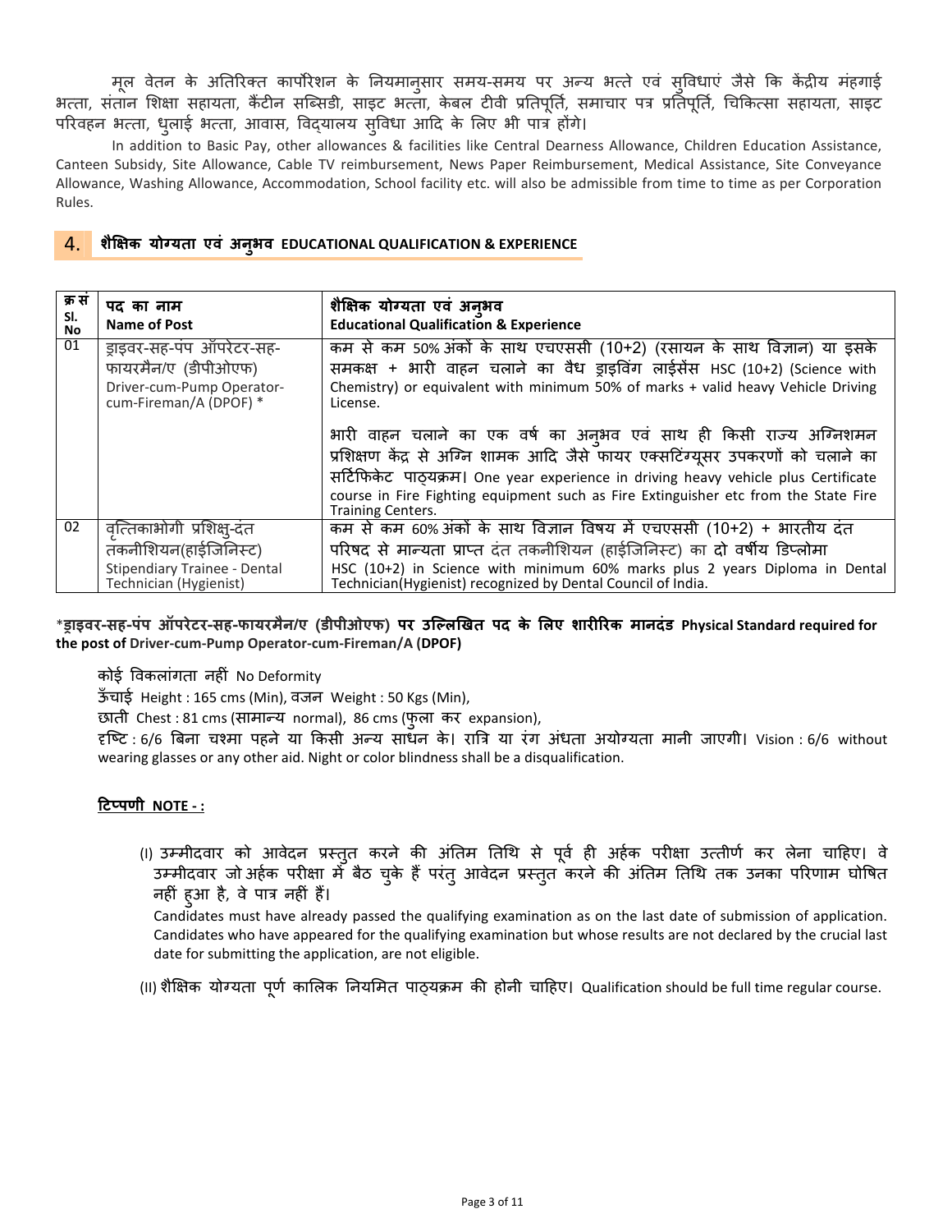मूल वेतन के अतिरिक्त कार्पोरेशन के नियमानुसार समय-समय पर अन्य भत्ते एवं सुविधाएं जैसे कि केंद्रीय मंहगाई भत्ता, संतान शिक्षा सहायता, कैंटीन सब्सिडी, साइट भत्ता, केबल टीवी प्रतिपूर्ति, समाचार पत्र प्रतिपूर्ति, चिकित्सा सहायता, साइट परिवहन भत्ता, धुलाई भत्ता, आवास, विद्यालय सुविधा आदि के लिए भी पात्र होंगे।

In addition to Basic Pay, other allowances & facilities like Central Dearness Allowance, Children Education Assistance, Canteen Subsidy, Site Allowance, Cable TV reimbursement, News Paper Reimbursement, Medical Assistance, Site Conveyance Allowance, Washing Allowance, Accommodation, School facility etc. will also be admissible from time to time as per Corporation Rules.

## 4. शैक्षिक योग्यता एवं अनुभव EDUCATIONAL QUALIFICATION & EXPERIENCE

| क्र सं Sl. No | पद का नाम Name of Post | शैक्षिक योग्यता एवं अनुभव Educational Qualification & Experience |
|---|---|---|
| 01 | ड्राइवर-सह-पंप ऑपरेटर-सह-फायरमैन/ए (डीपीओएफ) Driver-cum-Pump Operator-cum-Fireman/A (DPOF) * | कम से कम 50% अंकों के साथ एचएससी (10+2) (रसायन के साथ विज्ञान) या इसके समकक्ष + भारी वाहन चलाने का वैध ड्राइविंग लाईसेंस HSC (10+2) (Science with Chemistry) or equivalent with minimum 50% of marks + valid heavy Vehicle Driving License.<br><br>भारी वाहन चलाने का एक वर्ष का अनुभव एवं साथ ही किसी राज्य अग्निशमन प्रशिक्षण केंद्र से अग्नि शामक आदि जैसे फायर एक्सटिंग्यूसर उपकरणों को चलाने का सर्टिफिकेट पाठ्यक्रम। One year experience in driving heavy vehicle plus Certificate course in Fire Fighting equipment such as Fire Extinguisher etc from the State Fire Training Centers. |
| 02 | वृत्तिकाभोगी प्रशिक्षु-दंत तकनीशियन(हाईजिनिस्ट) Stipendiary Trainee - Dental Technician (Hygienist) | कम से कम 60% अंकों के साथ विज्ञान विषय में एचएससी (10+2) + भारतीय दंत परिषद से मान्यता प्राप्त दंत तकनीशियन (हाईजिनिस्ट) का **दो वर्षीय डिप्लोमा** HSC (10+2) in Science with minimum 60% marks plus 2 years Diploma in Dental Technician(Hygienist) recognized by Dental Council of India. |

***ड्राइवर-सह-पंप ऑपरेटर-सह-फायरमैन/ए (डीपीओएफ) पर उल्लिखित पद के लिए शारीरिक मानदंड Physical Standard required for the post of Driver-cum-Pump Operator-cum-Fireman/A (DPOF)**

कोई विकलांगता नहीं No Deformity

ऊँचाई Height : 165 cms (Min), वजन Weight : 50 Kgs (Min),

छाती Chest : 81 cms (सामान्य normal), 86 cms (फुला कर expansion),

दृष्टि : 6/6 बिना चश्मा पहने या किसी अन्य साधन के। रात्रि या रंग अंधता अयोग्यता मानी जाएगी। Vision : 6/6 without wearing glasses or any other aid. Night or color blindness shall be a disqualification.

**टिप्पणी NOTE - :**

(I) उम्मीदवार को आवेदन प्रस्तुत करने की अंतिम तिथि से पूर्व ही अर्हक परीक्षा उत्तीर्ण कर लेना चाहिए। वे उम्मीदवार जो अर्हक परीक्षा में बैठ चुके हैं परंतु आवेदन प्रस्तुत करने की अंतिम तिथि तक उनका परिणाम घोषित नहीं हुआ है, वे पात्र नहीं हैं।
Candidates must have already passed the qualifying examination as on the last date of submission of application. Candidates who have appeared for the qualifying examination but whose results are not declared by the crucial last date for submitting the application, are not eligible.

(II) शैक्षिक योग्यता पूर्ण कालिक नियमित पाठ्यक्रम की होनी चाहिए। Qualification should be full time regular course.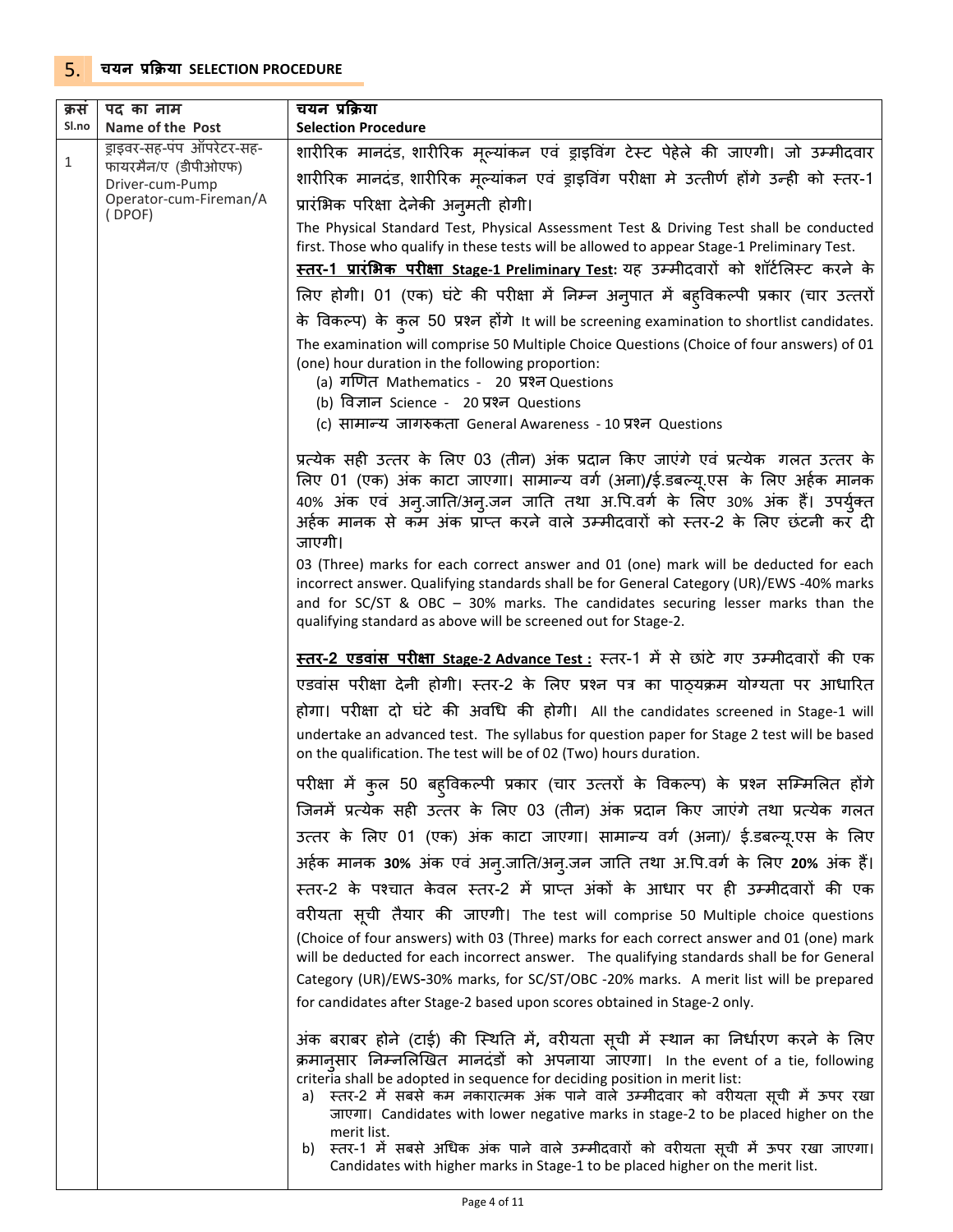## 5. चयन प्रक्रिया SELECTION PROCEDURE

| क्रसं Sl.no | पद का नाम Name of the Post | चयन प्रक्रिया Selection Procedure |
|---|---|---|
| 1 | ड्राइवर-सह-पंप ऑपरेटर-सह-फायरमैन/ए (डीपीओएफ) Driver-cum-Pump Operator-cum-Fireman/A (DPOF) | शारीरिक मानदंड, शारीरिक मूल्यांकन एवं ड्राइविंग टेस्ट पेहेले की जाएगी। जो उम्मीदवार शारीरिक मानदंड, शारीरिक मूल्यांकन एवं ड्राइविंग परीक्षा मे उत्तीर्ण होंगे उन्ही को स्तर-1 प्रारंभिक परिक्षा देनेकी अनुमती होगी। The Physical Standard Test, Physical Assessment Test & Driving Test shall be conducted first. Those who qualify in these tests will be allowed to appear Stage-1 Preliminary Test. <br><br> **<u>स्तर-1 प्रारंभिक परीक्षा Stage-1 Preliminary Test</u>:** यह उम्मीदवारों को शॉर्टलिस्ट करने के लिए होगी। 01 (एक) घंटे की परीक्षा में निम्न अनुपात में बहुविकल्पी प्रकार (चार उत्तरों के विकल्प) के कुल 50 प्रश्न होंगे It will be screening examination to shortlist candidates. The examination will comprise 50 Multiple Choice Questions (Choice of four answers) of 01 (one) hour duration in the following proportion: <br> (a) गणित Mathematics - 20 प्रश्न Questions <br> (b) विज्ञान Science - 20 प्रश्न Questions <br> (c) सामान्य जागरुकता General Awareness - 10 प्रश्न Questions <br><br> प्रत्येक सही उत्तर के लिए 03 (तीन) अंक प्रदान किए जाएंगे एवं प्रत्येक गलत उत्तर के लिए 01 (एक) अंक काटा जाएगा। सामान्य वर्ग (अना)/ई.डबल्यू.एस के लिए अर्हक मानक 40% अंक एवं अनु.जाति/अनु.जन जाति तथा अ.पि.वर्ग के लिए 30% अंक हैं। उपर्युक्त अर्हक मानक से कम अंक प्राप्त करने वाले उम्मीदवारों को स्तर-2 के लिए छंटनी कर दी जाएगी। <br> 03 (Three) marks for each correct answer and 01 (one) mark will be deducted for each incorrect answer. Qualifying standards shall be for General Category (UR)/EWS -40% marks and for SC/ST & OBC – 30% marks. The candidates securing lesser marks than the qualifying standard as above will be screened out for Stage-2. <br><br> **<u>स्तर-2 एडवांस परीक्षा Stage-2 Advance Test</u> :** स्तर-1 में से छांटे गए उम्मीदवारों की एक एडवांस परीक्षा देनी होगी। स्तर-2 के लिए प्रश्न पत्र का पाठ्यक्रम योग्यता पर आधारित होगा। परीक्षा दो घंटे की अवधि की होगी। All the candidates screened in Stage-1 will undertake an advanced test. The syllabus for question paper for Stage 2 test will be based on the qualification. The test will be of 02 (Two) hours duration. <br><br> परीक्षा में कुल 50 बहुविकल्पी प्रकार (चार उत्तरों के विकल्प) के प्रश्न सम्मिलित होंगे जिनमें प्रत्येक सही उत्तर के लिए 03 (तीन) अंक प्रदान किए जाएंगे तथा प्रत्येक गलत उत्तर के लिए 01 (एक) अंक काटा जाएगा। सामान्य वर्ग (अना)/ ई.डबल्यू.एस के लिए अर्हक मानक **30%** अंक एवं अनु.जाति/अनु.जन जाति तथा अ.पि.वर्ग के लिए **20%** अंक हैं। स्तर-2 के पश्चात केवल स्तर-2 में प्राप्त अंकों के आधार पर ही उम्मीदवारों की एक वरीयता सूची तैयार की जाएगी। The test will comprise 50 Multiple choice questions (Choice of four answers) with 03 (Three) marks for each correct answer and 01 (one) mark will be deducted for each incorrect answer. The qualifying standards shall be for General Category (UR)/EWS-30% marks, for SC/ST/OBC -20% marks. A merit list will be prepared for candidates after Stage-2 based upon scores obtained in Stage-2 only. <br><br> अंक बराबर होने (टाई) की स्थिति में, वरीयता सूची में स्थान का निर्धारण करने के लिए क्रमानुसार निम्नलिखित मानदंडों को अपनाया जाएगा। In the event of a tie, following criteria shall be adopted in sequence for deciding position in merit list: <br> a) स्तर-2 में सबसे कम नकारात्मक अंक पाने वाले उम्मीदवार को वरीयता सूची में ऊपर रखा जाएगा। Candidates with lower negative marks in stage-2 to be placed higher on the merit list. <br> b) स्तर-1 में सबसे अधिक अंक पाने वाले उम्मीदवारों को वरीयता सूची में ऊपर रखा जाएगा। Candidates with higher marks in Stage-1 to be placed higher on the merit list. |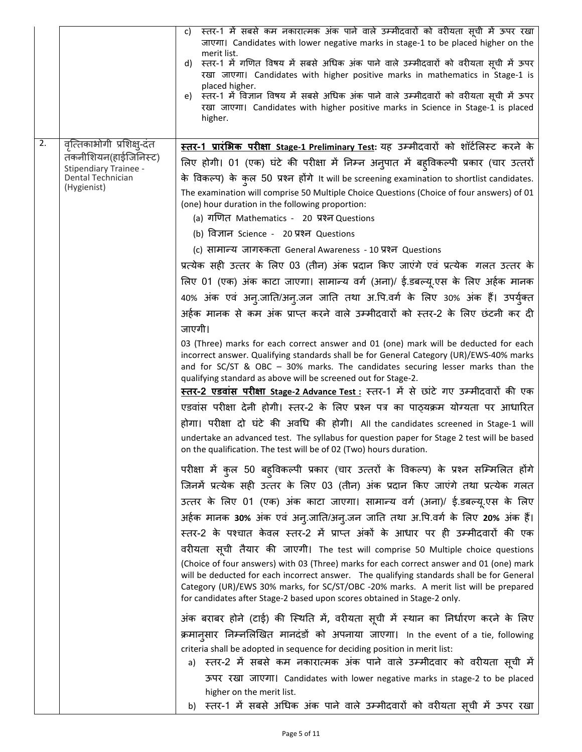| | | |
|---|---|---|
| | | c) स्तर-1 में सबसे कम नकारात्मक अंक पाने वाले उम्मीदवारों को वरीयता सूची में ऊपर रखा जाएगा। Candidates with lower negative marks in stage-1 to be placed higher on the merit list.<br>d) स्तर-1 में गणित विषय में सबसे अधिक अंक पाने वाले उम्मीदवारों को वरीयता सूची में ऊपर रखा जाएगा। Candidates with higher positive marks in mathematics in Stage-1 is placed higher.<br>e) स्तर-1 में विज्ञान विषय में सबसे अधिक अंक पाने वाले उम्मीदवारों को वरीयता सूची में ऊपर रखा जाएगा। Candidates with higher positive marks in Science in Stage-1 is placed higher. |
| 2. | वृत्तिकाभोगी प्रशिक्षु-दंत तकनीशियन(हाईजिनिस्ट) Stipendiary Trainee - Dental Technician (Hygienist) | **<u>स्तर-1 प्रारंभिक परीक्षा Stage-1 Preliminary Test</u>:** यह उम्मीदवारों को शॉर्टलिस्ट करने के लिए होगी। 01 (एक) घंटे की परीक्षा में निम्न अनुपात में बहुविकल्पी प्रकार (चार उत्तरों के विकल्प) के कुल 50 प्रश्न होंगे It will be screening examination to shortlist candidates. The examination will comprise 50 Multiple Choice Questions (Choice of four answers) of 01 (one) hour duration in the following proportion:<br>(a) गणित Mathematics - 20 प्रश्न Questions<br>(b) विज्ञान Science - 20 प्रश्न Questions<br>(c) सामान्य जागरुकता General Awareness - 10 प्रश्न Questions<br>प्रत्येक सही उत्तर के लिए 03 (तीन) अंक प्रदान किए जाएंगे एवं प्रत्येक गलत उत्तर के लिए 01 (एक) अंक काटा जाएगा। सामान्य वर्ग (अना)/ ई.डबल्यू.एस के लिए अर्हक मानक 40% अंक एवं अनु.जाति/अनु.जन जाति तथा अ.पि.वर्ग के लिए 30% अंक हैं। उपर्युक्त अर्हक मानक से कम अंक प्राप्त करने वाले उम्मीदवारों को स्तर-2 के लिए छंटनी कर दी जाएगी।<br>03 (Three) marks for each correct answer and 01 (one) mark will be deducted for each incorrect answer. Qualifying standards shall be for General Category (UR)/EWS-40% marks and for SC/ST & OBC – 30% marks. The candidates securing lesser marks than the qualifying standard as above will be screened out for Stage-2.<br>**<u>स्तर-2 एडवांस परीक्षा Stage-2 Advance Test</u> :** स्तर-1 में से छांटे गए उम्मीदवारों की एक एडवांस परीक्षा देनी होगी। स्तर-2 के लिए प्रश्न पत्र का पाठ्यक्रम योग्यता पर आधारित होगा। परीक्षा दो घंटे की अवधि की होगी। All the candidates screened in Stage-1 will undertake an advanced test. The syllabus for question paper for Stage 2 test will be based on the qualification. The test will be of 02 (Two) hours duration.<br>परीक्षा में कुल 50 बहुविकल्पी प्रकार (चार उत्तरों के विकल्प) के प्रश्न सम्मिलित होंगे जिनमें प्रत्येक सही उत्तर के लिए 03 (तीन) अंक प्रदान किए जाएंगे तथा प्रत्येक गलत उत्तर के लिए 01 (एक) अंक काटा जाएगा। सामान्य वर्ग (अना)/ ई.डबल्यू.एस के लिए अर्हक मानक **30%** अंक एवं अनु.जाति/अनु.जन जाति तथा अ.पि.वर्ग के लिए **20%** अंक हैं। स्तर-2 के पश्चात केवल स्तर-2 में प्राप्त अंकों के आधार पर ही उम्मीदवारों की एक वरीयता सूची तैयार की जाएगी। The test will comprise 50 Multiple choice questions (Choice of four answers) with 03 (Three) marks for each correct answer and 01 (one) mark will be deducted for each incorrect answer. The qualifying standards shall be for General Category (UR)/EWS 30% marks, for SC/ST/OBC -20% marks. A merit list will be prepared for candidates after Stage-2 based upon scores obtained in Stage-2 only.<br>अंक बराबर होने (टाई) की स्थिति में, वरीयता सूची में स्थान का निर्धारण करने के लिए क्रमानुसार निम्नलिखित मानदंडों को अपनाया जाएगा। In the event of a tie, following criteria shall be adopted in sequence for deciding position in merit list:<br>a) स्तर-2 में सबसे कम नकारात्मक अंक पाने वाले उम्मीदवार को वरीयता सूची में ऊपर रखा जाएगा। Candidates with lower negative marks in stage-2 to be placed higher on the merit list.<br>b) स्तर-1 में सबसे अधिक अंक पाने वाले उम्मीदवारों को वरीयता सूची में ऊपर रखा |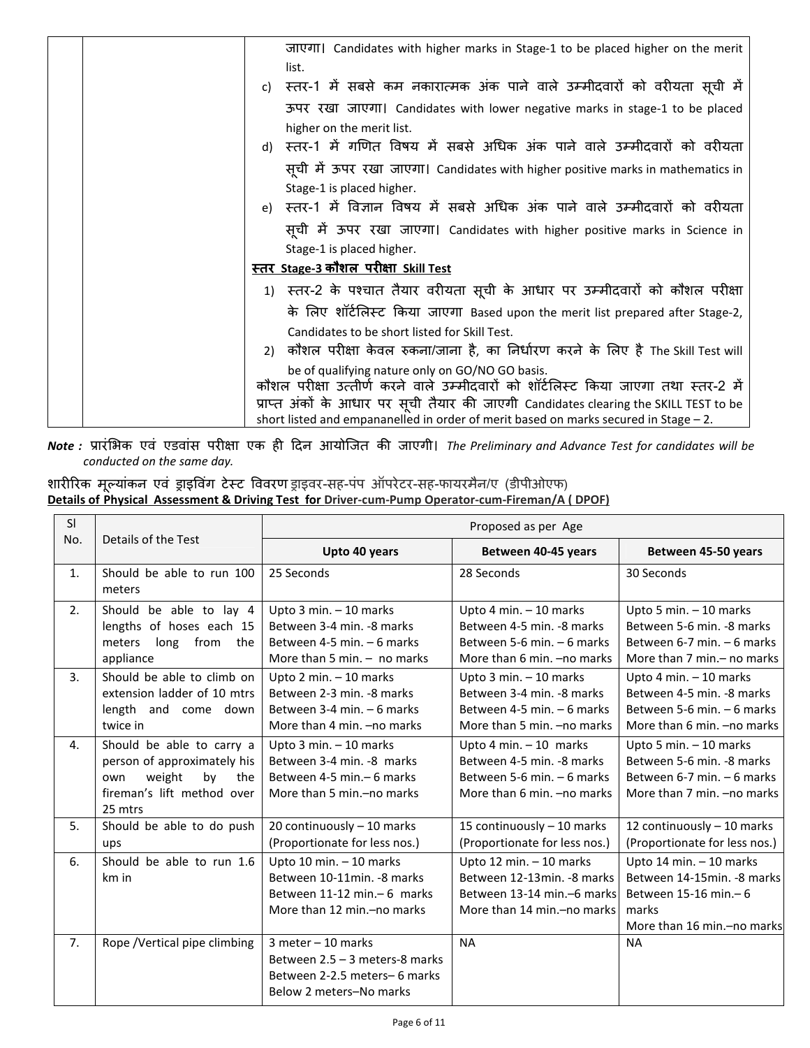| | | |
|---|---|---|
| | | जाएगा। Candidates with higher marks in Stage-1 to be placed higher on the merit list.<br>c) स्तर-1 में सबसे कम नकारात्मक अंक पाने वाले उम्मीदवारों को वरीयता सूची में ऊपर रखा जाएगा। Candidates with lower negative marks in stage-1 to be placed higher on the merit list.<br>d) स्तर-1 में गणित विषय में सबसे अधिक अंक पाने वाले उम्मीदवारों को वरीयता सूची में ऊपर रखा जाएगा। Candidates with higher positive marks in mathematics in Stage-1 is placed higher.<br>e) स्तर-1 में विज्ञान विषय में सबसे अधिक अंक पाने वाले उम्मीदवारों को वरीयता सूची में ऊपर रखा जाएगा। Candidates with higher positive marks in Science in Stage-1 is placed higher.<br>**स्तर Stage-3 कौशल परीक्षा Skill Test**<br>1) स्तर-2 के पश्चात तैयार वरीयता सूची के आधार पर उम्मीदवारों को कौशल परीक्षा के लिए शॉर्टलिस्ट किया जाएगा Based upon the merit list prepared after Stage-2, Candidates to be short listed for Skill Test.<br>2) कौशल परीक्षा केवल रुकना/जाना है, का निर्धारण करने के लिए है The Skill Test will be of qualifying nature only on GO/NO GO basis.<br>कौशल परीक्षा उत्तीर्ण करने वाले उम्मीदवारों को शॉर्टलिस्ट किया जाएगा तथा स्तर-2 में प्राप्त अंकों के आधार पर सूची तैयार की जाएगी Candidates clearing the SKILL TEST to be short listed and empananelled in order of merit based on marks secured in Stage – 2. |

***Note :*** प्रारंभिक एवं एडवांस परीक्षा एक ही दिन आयोजित की जाएगी। *The Preliminary and Advance Test for candidates will be conducted on the same day.*

शारीरिक मूल्यांकन एवं ड्राइविंग टेस्ट विवरण ड्राइवर-सह-पंप ऑपरेटर-सह-फायरमैन/ए (डीपीओएफ)
**Details of Physical Assessment & Driving Test for Driver-cum-Pump Operator-cum-Fireman/A ( DPOF)**

| Sl No. | Details of the Test | Proposed as per Age | | |
|---|---|---|---|---|
| | | **Upto 40 years** | **Between 40-45 years** | **Between 45-50 years** |
| 1. | Should be able to run 100 meters | 25 Seconds | 28 Seconds | 30 Seconds |
| 2. | Should be able to lay 4 lengths of hoses each 15 meters long from the appliance | Upto 3 min. – 10 marks<br>Between 3-4 min. -8 marks<br>Between 4-5 min. – 6 marks<br>More than 5 min. – no marks | Upto 4 min. – 10 marks<br>Between 4-5 min. -8 marks<br>Between 5-6 min. – 6 marks<br>More than 6 min. –no marks | Upto 5 min. – 10 marks<br>Between 5-6 min. -8 marks<br>Between 6-7 min. – 6 marks<br>More than 7 min.– no marks |
| 3. | Should be able to climb on extension ladder of 10 mtrs length and come down twice in | Upto 2 min. – 10 marks<br>Between 2-3 min. -8 marks<br>Between 3-4 min. – 6 marks<br>More than 4 min. –no marks | Upto 3 min. – 10 marks<br>Between 3-4 min. -8 marks<br>Between 4-5 min. – 6 marks<br>More than 5 min. –no marks | Upto 4 min. – 10 marks<br>Between 4-5 min. -8 marks<br>Between 5-6 min. – 6 marks<br>More than 6 min. –no marks |
| 4. | Should be able to carry a person of approximately his own weight by the fireman's lift method over 25 mtrs | Upto 3 min. – 10 marks<br>Between 3-4 min. -8 marks<br>Between 4-5 min.– 6 marks<br>More than 5 min.–no marks | Upto 4 min. – 10 marks<br>Between 4-5 min. -8 marks<br>Between 5-6 min. – 6 marks<br>More than 6 min. –no marks | Upto 5 min. – 10 marks<br>Between 5-6 min. -8 marks<br>Between 6-7 min. – 6 marks<br>More than 7 min. –no marks |
| 5. | Should be able to do push ups | 20 continuously – 10 marks<br>(Proportionate for less nos.) | 15 continuously – 10 marks<br>(Proportionate for less nos.) | 12 continuously – 10 marks<br>(Proportionate for less nos.) |
| 6. | Should be able to run 1.6 km in | Upto 10 min. – 10 marks<br>Between 10-11min. -8 marks<br>Between 11-12 min.– 6 marks<br>More than 12 min.–no marks | Upto 12 min. – 10 marks<br>Between 12-13min. -8 marks<br>Between 13-14 min.–6 marks<br>More than 14 min.–no marks | Upto 14 min. – 10 marks<br>Between 14-15min. -8 marks<br>Between 15-16 min.– 6 marks<br>More than 16 min.–no marks |
| 7. | Rope /Vertical pipe climbing | 3 meter – 10 marks<br>Between 2.5 – 3 meters-8 marks<br>Between 2-2.5 meters– 6 marks<br>Below 2 meters–No marks | NA | NA |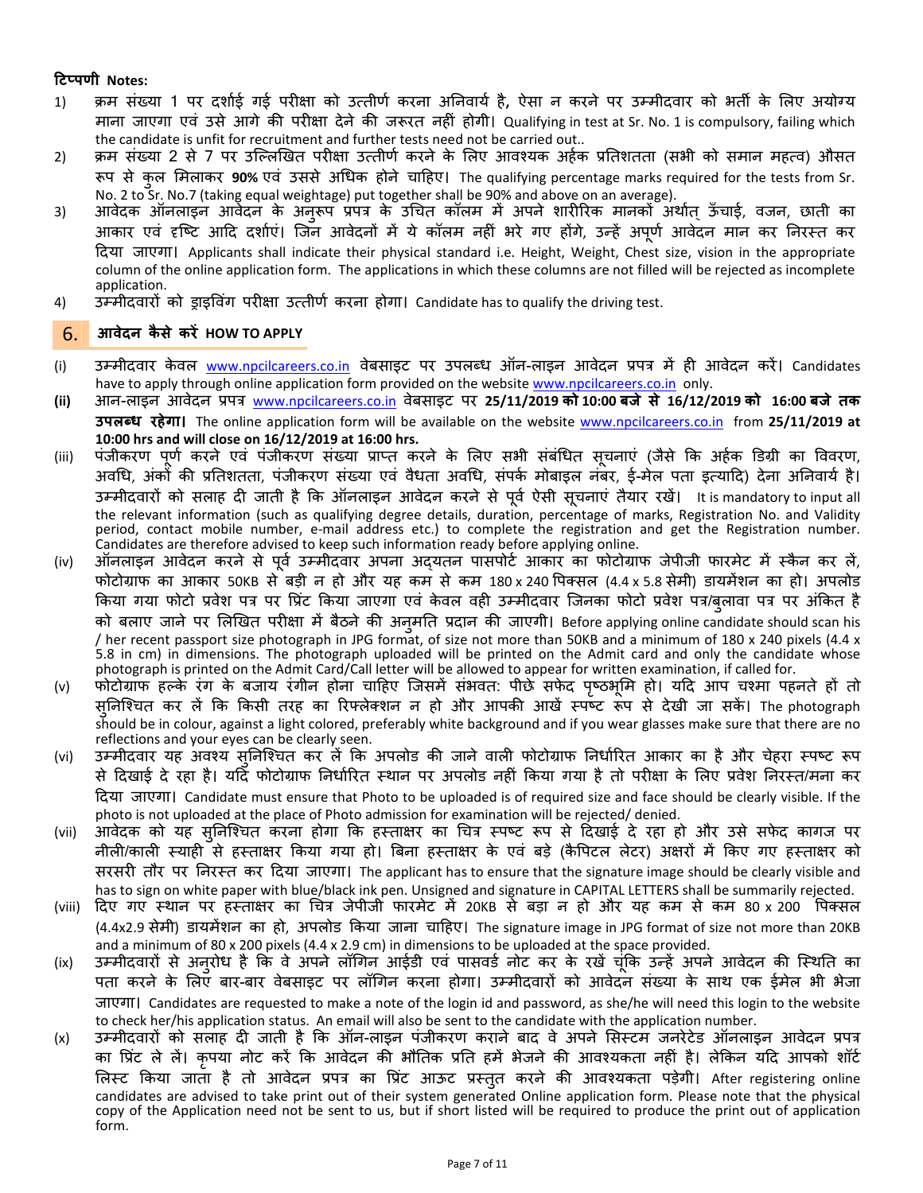**टिप्पणी Notes:**

1) क्रम संख्या 1 पर दर्शाई गई परीक्षा को उत्तीर्ण करना अनिवार्य है, ऐसा न करने पर उम्मीदवार को भर्ती के लिए अयोग्य माना जाएगा एवं उसे आगे की परीक्षा देने की जरूरत नहीं होगी। Qualifying in test at Sr. No. 1 is compulsory, failing which the candidate is unfit for recruitment and further tests need not be carried out..
2) क्रम संख्या 2 से 7 पर उल्लिखित परीक्षा उत्तीर्ण करने के लिए आवश्यक अर्हक प्रतिशतता (सभी को समान महत्व) औसत रूप से कुल मिलाकर **90%** एवं उससे अधिक होने चाहिए। The qualifying percentage marks required for the tests from Sr. No. 2 to Sr. No.7 (taking equal weightage) put together shall be 90% and above on an average).
3) आवेदक ऑनलाइन आवेदन के अनुरूप प्रपत्र के उचित कॉलम में अपने शारीरिक मानकों अर्थात् ऊँचाई, वजन, छाती का आकार एवं दृष्टि आदि दर्शाएं। जिन आवेदनों में ये कॉलम नहीं भरे गए होंगे, उन्हें अपूर्ण आवेदन मान कर निरस्त कर दिया जाएगा। Applicants shall indicate their physical standard i.e. Height, Weight, Chest size, vision in the appropriate column of the online application form. The applications in which these columns are not filled will be rejected as incomplete application.
4) उम्मीदवारों को ड्राइविंग परीक्षा उत्तीर्ण करना होगा। Candidate has to qualify the driving test.

## 6. आवेदन कैसे करें HOW TO APPLY

(i) उम्मीदवार केवल www.npcilcareers.co.in वेबसाइट पर उपलब्ध ऑन-लाइन आवेदन प्रपत्र में ही आवेदन करें। Candidates have to apply through online application form provided on the website www.npcilcareers.co.in only.

**(ii)** आन-लाइन आवेदन प्रपत्र www.npcilcareers.co.in वेबसाइट पर **25/11/2019 को 10:00 बजे से 16/12/2019 को 16:00 बजे तक उपलब्ध रहेगा।** The online application form will be available on the website www.npcilcareers.co.in from **25/11/2019 at 10:00 hrs and will close on 16/12/2019 at 16:00 hrs.**

(iii) पंजीकरण पूर्ण करने एवं पंजीकरण संख्या प्राप्त करने के लिए सभी संबंधित सूचनाएं (जैसे कि अर्हक डिग्री का विवरण, अवधि, अंकों की प्रतिशतता, पंजीकरण संख्या एवं वैधता अवधि, संपर्क मोबाइल नंबर, ई-मेल पता इत्यादि) देना अनिवार्य है। उम्मीदवारों को सलाह दी जाती है कि ऑनलाइन आवेदन करने से पूर्व ऐसी सूचनाएं तैयार रखें। It is mandatory to input all the relevant information (such as qualifying degree details, duration, percentage of marks, Registration No. and Validity period, contact mobile number, e-mail address etc.) to complete the registration and get the Registration number. Candidates are therefore advised to keep such information ready before applying online.

(iv) ऑनलाइन आवेदन करने से पूर्व उम्मीदवार अपना अद्यतन पासपोर्ट आकार का फोटोग्राफ जेपीजी फारमेट में स्कैन कर लें, फोटोग्राफ का आकार 50KB से बड़ी न हो और यह कम से कम 180 x 240 पिक्सल (4.4 x 5.8 सेमी) डायमेंशन का हो। अपलोड किया गया फोटो प्रवेश पत्र पर प्रिंट किया जाएगा एवं केवल वही उम्मीदवार जिनका फोटो प्रवेश पत्र/बुलावा पत्र पर अंकित है को बुलाए जाने पर लिखित परीक्षा में बैठने की अनुमति प्रदान की जाएगी। Before applying online candidate should scan his / her recent passport size photograph in JPG format, of size not more than 50KB and a minimum of 180 x 240 pixels (4.4 x 5.8 in cm) in dimensions. The photograph uploaded will be printed on the Admit card and only the candidate whose photograph is printed on the Admit Card/Call letter will be allowed to appear for written examination, if called for.

(v) फोटोग्राफ हल्के रंग के बजाय रंगीन होना चाहिए जिसमें संभवत: पीछे सफेद पृष्ठभूमि हो। यदि आप चश्मा पहनते हों तो सुनिश्चित कर लें कि किसी तरह का रिफ्लेक्शन न हो और आपकी आखें स्पष्ट रूप से देखी जा सकें। The photograph should be in colour, against a light colored, preferably white background and if you wear glasses make sure that there are no reflections and your eyes can be clearly seen.

(vi) उम्मीदवार यह अवश्य सुनिश्चित कर लें कि अपलोड की जाने वाली फोटोग्राफ निर्धारित आकार का है और चेहरा स्पष्ट रूप से दिखाई दे रहा है। यदि फोटोग्राफ निर्धारित स्थान पर अपलोड नहीं किया गया है तो परीक्षा के लिए प्रवेश निरस्त/मना कर दिया जाएगा। Candidate must ensure that Photo to be uploaded is of required size and face should be clearly visible. If the photo is not uploaded at the place of Photo admission for examination will be rejected/ denied.

(vii) आवेदक को यह सुनिश्चित करना होगा कि हस्ताक्षर का चित्र स्पष्ट रूप से दिखाई दे रहा हो और उसे सफेद कागज पर नीली/काली स्याही से हस्ताक्षर किया गया हो। बिना हस्ताक्षर के एवं बड़े (कैपिटल लेटर) अक्षरों में किए गए हस्ताक्षर को सरसरी तौर पर निरस्त कर दिया जाएगा। The applicant has to ensure that the signature image should be clearly visible and has to sign on white paper with blue/black ink pen. Unsigned and signature in CAPITAL LETTERS shall be summarily rejected.

(viii) दिए गए स्थान पर हस्ताक्षर का चित्र जेपीजी फारमेट में 20KB से बड़ा न हो और यह कम से कम 80 x 200 पिक्सल (4.4x2.9 सेमी) डायमेंशन का हो, अपलोड किया जाना चाहिए। The signature image in JPG format of size not more than 20KB and a minimum of 80 x 200 pixels (4.4 x 2.9 cm) in dimensions to be uploaded at the space provided.

(ix) उम्मीदवारों से अनुरोध है कि वे अपने लॉगिन आईडी एवं पासवर्ड नोट कर के रखें चूंकि उन्हें अपने आवेदन की स्थिति का पता करने के लिए बार-बार वेबसाइट पर लॉगिन करना होगा। उम्मीदवारों को आवेदन संख्या के साथ एक ईमेल भी भेजा जाएगा। Candidates are requested to make a note of the login id and password, as she/he will need this login to the website to check her/his application status. An email will also be sent to the candidate with the application number.

(x) उम्मीदवारों को सलाह दी जाती है कि ऑन-लाइन पंजीकरण कराने बाद वे अपने सिस्टम जनरेटेड ऑनलाइन आवेदन प्रपत्र का प्रिंट ले लें। कृपया नोट करें कि आवेदन की भौतिक प्रति हमें भेजने की आवश्यकता नहीं है। लेकिन यदि आपको शॉर्ट लिस्ट किया जाता है तो आवेदन प्रपत्र का प्रिंट आऊट प्रस्तुत करने की आवश्यकता पड़ेगी। After registering online candidates are advised to take print out of their system generated Online application form. Please note that the physical copy of the Application need not be sent to us, but if short listed will be required to produce the print out of application form.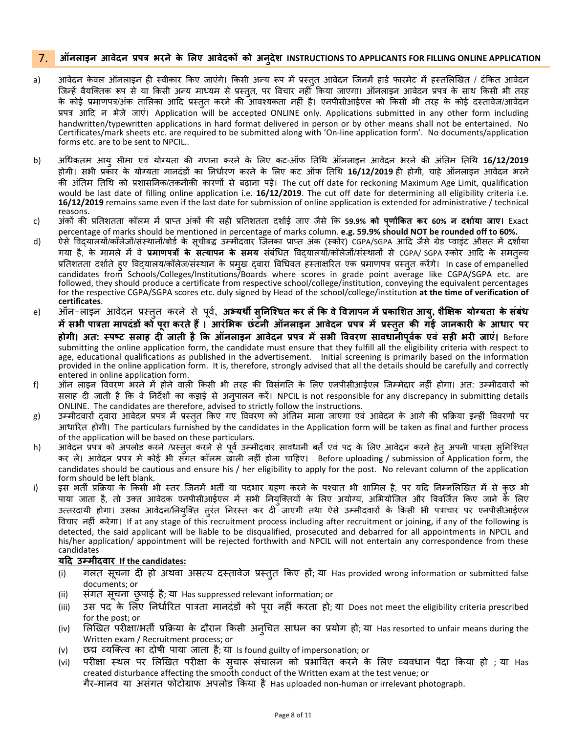## 7. ऑनलाइन आवेदन प्रपत्र भरने के लिए आवेदकों को अनुदेश INSTRUCTIONS TO APPLICANTS FOR FILLING ONLINE APPLICATION

a) आवेदन केवल ऑनलाइन ही स्वीकार किए जाएंगे। किसी अन्य रूप में प्रस्तुत आवेदन जिनमें हार्ड फारमेट में हस्तलिखित / टंकित आवेदन जिन्हें वैयक्तिक रूप से या किसी अन्य माध्यम से प्रस्तुत, पर विचार नहीं किया जाएगा। ऑनलाइन आवेदन प्रपत्र के साथ किसी भी तरह के कोई प्रमाणपत्र/अंक तालिका आदि प्रस्तुत करने की आवश्यकता नहीं है। एनपीसीआईएल को किसी भी तरह के कोई दस्तावेज/आवेदन प्रपत्र आदि न भेजे जाएं। Application will be accepted ONLINE only. Applications submitted in any other form including handwritten/typewritten applications in hard format delivered in person or by other means shall not be entertained. No Certificates/mark sheets etc. are required to be submitted along with 'On-line application form'. No documents/application forms etc. are to be sent to NPCIL..

b) अधिकतम आयु सीमा एवं योग्यता की गणना करने के लिए कट-ऑफ तिथि ऑनलाइन आवेदन भरने की अंतिम तिथि **16/12/2019** होगी। सभी प्रकार के योग्यता मानदंडों का निर्धारण करने के लिए कट ऑफ तिथि **16/12/2019** ही होगी, चाहे ऑनलाइन आवेदन भरने की अंतिम तिथि को प्रशासनिक/तकनीकी कारणों से बढ़ाना पड़े। The cut off date for reckoning Maximum Age Limit, qualification would be last date of filling online application i.e. **16/12/2019**. The cut off date for determining all eligibility criteria i.e. **16/12/2019** remains same even if the last date for submission of online application is extended for administrative / technical reasons.

c) अंकों की प्रतिशतता कॉलम में प्राप्त अंकों की सही प्रतिशतता दर्शाई जाए जैसे कि **59.9% को पूर्णांकित कर 60% न दर्शाया जाए।** Exact percentage of marks should be mentioned in percentage of marks column. **e.g. 59.9% should NOT be rounded off to 60%.**

d) ऐसे विद्यालयों/कॉलेजों/संस्थानों/बोर्ड के सूचीबद्ध उम्मीदवार जिनका प्राप्त अंक (स्कोर) CGPA/SGPA आदि जैसे ग्रेड प्वाइंट औसत में दर्शाया गया है, के मामले में वे **प्रमाणपत्रों के सत्यापन के समय** संबंधित विद्यालयों/कॉलेजों/संस्थानों से CGPA/ SGPA स्कोर आदि के समतुल्य प्रतिशतता दर्शाते हुए विद्यालय/कॉलेज/संस्थान के प्रमुख द्वारा विधिवत हस्ताक्षरित एक प्रमाणपत्र प्रस्तुत करेंगे। In case of empanelled candidates from Schools/Colleges/Institutions/Boards where scores in grade point average like CGPA/SGPA etc. are followed, they should produce a certificate from respective school/college/institution, conveying the equivalent percentages for the respective CGPA/SGPA scores etc. duly signed by Head of the school/college/institution **at the time of verification of certificates**.

e) ऑन-लाइन आवेदन प्रस्तुत करने से पूर्व, **अभ्यर्थी सुनिश्चित कर लें कि वे विज्ञापन में प्रकाशित आयु, शैक्षिक योग्यता के संबंध में सभी पात्रता मापदंडों को पूरा करते हैं। आरंभिक छंटनी ऑनलाइन आवेदन प्रपत्र में प्रस्तुत की गई जानकारी के आधार पर होगी। अत: स्पष्ट सलाह दी जाती है कि ऑनलाइन आवेदन प्रपत्र में सभी विवरण सावधानीपूर्वक एवं सही भरी जाएं।** Before submitting the online application form, the candidate must ensure that they fulfill all the eligibility criteria with respect to age, educational qualifications as published in the advertisement. Initial screening is primarily based on the information provided in the online application form. It is, therefore, strongly advised that all the details should be carefully and correctly entered in online application form.

f) ऑन लाइन विवरण भरने में होने वाली किसी भी तरह की विसंगति के लिए एनपीसीआईएल जिम्मेदार नहीं होगा। अत: उम्मीदवारों को सलाह दी जाती है कि वे निर्देशों का कड़ाई से अनुपालन करें। NPCIL is not responsible for any discrepancy in submitting details ONLINE. The candidates are therefore, advised to strictly follow the instructions.

g) उम्मीदवारों द्वारा आवेदन प्रपत्र में प्रस्तुत किए गए विवरण को अंतिम माना जाएगा एवं आवेदन के आगे की प्रक्रिया इन्हीं विवरणों पर आधारित होगी। The particulars furnished by the candidates in the Application form will be taken as final and further process of the application will be based on these particulars.

h) आवेदन प्रपत्र को अपलोड करने /प्रस्तुत करने से पूर्व उम्मीदवार सावधानी बर्तें एवं पद के लिए आवेदन करने हेतु अपनी पात्रता सुनिश्चित कर लें। आवेदन प्रपत्र में कोई भी संगत कॉलम खाली नहीं होना चाहिए। Before uploading / submission of Application form, the candidates should be cautious and ensure his / her eligibility to apply for the post. No relevant column of the application form should be left blank.

i) इस भर्ती प्रक्रिया के किसी भी स्तर जिनमें भर्ती या पदभार ग्रहण करने के पश्चात भी शामिल है, पर यदि निम्नलिखित में से कुछ भी पाया जाता है, तो उक्त आवेदक एनपीसीआईएल में सभी नियुक्तियों के लिए अयोग्य, अभियोजित और विवर्जित किए जाने के लिए उत्तरदायी होगा। उसका आवेदन/नियुक्ति तुरंत निरस्त कर दी जाएगी तथा ऐसे उम्मीदवारों के किसी भी पत्राचार पर एनपीसीआईएल विचार नहीं करेगा। If at any stage of this recruitment process including after recruitment or joining, if any of the following is detected, the said applicant will be liable to be disqualified, prosecuted and debarred for all appointments in NPCIL and his/her application/ appointment will be rejected forthwith and NPCIL will not entertain any correspondence from these candidates

**यदि उम्मीदवार If the candidates:**

(i) गलत सूचना दी हो अथवा असत्य दस्तावेज प्रस्तुत किए हों; या Has provided wrong information or submitted false documents; or

(ii) संगत सूचना छुपाई है; या Has suppressed relevant information; or

(iii) उस पद के लिए निर्धारित पात्रता मानदंडों को पूरा नहीं करता हो; या Does not meet the eligibility criteria prescribed for the post; or

(iv) लिखित परीक्षा/भर्ती प्रक्रिया के दौरान किसी अनुचित साधन का प्रयोग हो; या Has resorted to unfair means during the Written exam / Recruitment process; or

(v) छद्म व्यक्तित्व का दोषी पाया जाता है; या Is found guilty of impersonation; or

(vi) परीक्षा स्थल पर लिखित परीक्षा के सुचारू संचालन को प्रभावित करने के लिए व्यवधान पैदा किया हो ; या Has created disturbance affecting the smooth conduct of the Written exam at the test venue; or

गैर-मानव या असंगत फोटोग्राफ अपलोड किया है Has uploaded non-human or irrelevant photograph.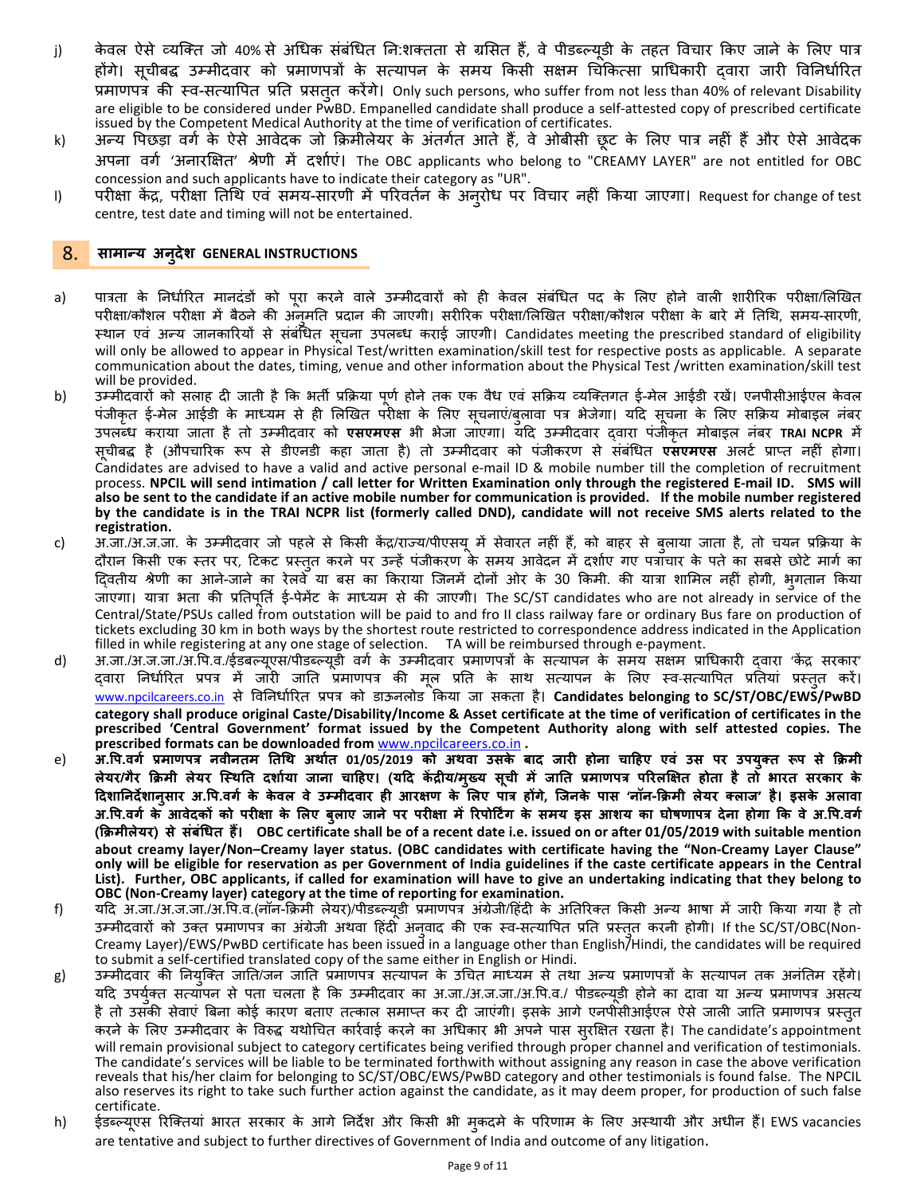j) केवल ऐसे व्यक्ति जो 40% से अधिक संबंधित नि:शक्तता से ग्रसित हैं, वे पीडब्ल्यूडी के तहत विचार किए जाने के लिए पात्र होंगे। सूचीबद्ध उम्मीदवार को प्रमाणपत्रों के सत्यापन के समय किसी सक्षम चिकित्सा प्राधिकारी द्वारा जारी विनिर्धारित प्रमाणपत्र की स्व-सत्यापित प्रति प्रस्तुत करेंगे। Only such persons, who suffer from not less than 40% of relevant Disability are eligible to be considered under PwBD. Empanelled candidate shall produce a self-attested copy of prescribed certificate issued by the Competent Medical Authority at the time of verification of certificates.

k) अन्य पिछड़ा वर्ग के ऐसे आवेदक जो क्रीमीलेयर के अंतर्गत आते हैं, वे ओबीसी छूट के लिए पात्र नहीं हैं और ऐसे आवेदक अपना वर्ग 'अनारक्षित' श्रेणी में दर्शाएं। The OBC applicants who belong to "CREAMY LAYER" are not entitled for OBC concession and such applicants have to indicate their category as "UR".

l) परीक्षा केंद्र, परीक्षा तिथि एवं समय-सारणी में परिवर्तन के अनुरोध पर विचार नहीं किया जाएगा। Request for change of test centre, test date and timing will not be entertained.

## 8. सामान्य अनुदेश GENERAL INSTRUCTIONS

a) पात्रता के निर्धारित मानदंडों को पूरा करने वाले उम्मीदवारों को ही केवल संबंधित पद के लिए होने वाली शारीरिक परीक्षा/लिखित परीक्षा/कौशल परीक्षा में बैठने की अनुमति प्रदान की जाएगी। सरीरिक परीक्षा/लिखित परीक्षा/कौशल परीक्षा के बारे में तिथि, समय-सारणी, स्थान एवं अन्य जानकारियों से संबंधित सूचना उपलब्ध कराई जाएगी। Candidates meeting the prescribed standard of eligibility will only be allowed to appear in Physical Test/written examination/skill test for respective posts as applicable. A separate communication about the dates, timing, venue and other information about the Physical Test /written examination/skill test will be provided.

b) उम्मीदवारों को सलाह दी जाती है कि भर्ती प्रक्रिया पूर्ण होने तक एक वैध एवं सक्रिय व्यक्तिगत ई-मेल आईडी रखें। एनपीसीआईएल केवल पंजीकृत ई-मेल आईडी के माध्यम से ही लिखित परीक्षा के लिए सूचनाएं/बुलावा पत्र भेजेगा। यदि सूचना के लिए सक्रिय मोबाइल नंबर उपलब्ध कराया जाता है तो उम्मीदवार को **एसएमएस** भी भेजा जाएगा। यदि उम्मीदवार द्वारा पंजीकृत मोबाइल नंबर **TRAI NCPR** में सूचीबद्ध है (औपचारिक रूप से डीएनडी कहा जाता है) तो उम्मीदवार को पंजीकरण से संबंधित **एसएमएस** अलर्ट प्राप्त नहीं होगा। Candidates are advised to have a valid and active personal e-mail ID & mobile number till the completion of recruitment process. **NPCIL will send intimation / call letter for Written Examination only through the registered E-mail ID. SMS will also be sent to the candidate if an active mobile number for communication is provided. If the mobile number registered by the candidate is in the TRAI NCPR list (formerly called DND), candidate will not receive SMS alerts related to the registration.**

c) अ.जा./अ.ज.जा. के उम्मीदवार जो पहले से किसी केंद्र/राज्य/पीएसयू में सेवारत नहीं हैं, को बाहर से बुलाया जाता है, तो चयन प्रक्रिया के दौरान किसी एक स्तर पर, टिकट प्रस्तुत करने पर उन्हें पंजीकरण के समय आवेदन में दर्शाए गए पत्राचार के पते का सबसे छोटे मार्ग का द्वितीय श्रेणी का आने-जाने का रेलवे या बस का किराया जिनमें दोनों ओर के 30 किमी. की यात्रा शामिल नहीं होगी, भुगतान किया जाएगा। यात्रा भता की प्रतिपूर्ति ई-पेमेंट के माध्यम से की जाएगी। The SC/ST candidates who are not already in service of the Central/State/PSUs called from outstation will be paid to and fro II class railway fare or ordinary Bus fare on production of tickets excluding 30 km in both ways by the shortest route restricted to correspondence address indicated in the Application filled in while registering at any one stage of selection. TA will be reimbursed through e-payment.

d) अ.जा./अ.ज.जा./अ.पि.व./ईडबल्यूएस/पीडब्ल्यूडी वर्ग के उम्मीदवार प्रमाणपत्रों के सत्यापन के समय सक्षम प्राधिकारी द्वारा 'केंद्र सरकार' द्वारा निर्धारित प्रपत्र में जारी जाति प्रमाणपत्र की मूल प्रति के साथ सत्यापन के लिए स्व-सत्यापित प्रतियां प्रस्तुत करें। www.npcilcareers.co.in से विनिर्धारित प्रपत्र को डाऊनलोड किया जा सकता है। **Candidates belonging to SC/ST/OBC/EWS/PwBD category shall produce original Caste/Disability/Income & Asset certificate at the time of verification of certificates in the prescribed 'Central Government' format issued by the Competent Authority along with self attested copies. The prescribed formats can be downloaded from** www.npcilcareers.co.in **.**

e) **अ.पि.वर्ग प्रमाणपत्र नवीनतम तिथि अर्थात 01/05/2019 को अथवा उसके बाद जारी होना चाहिए एवं उस पर उपयुक्त रूप से क्रिमी लेयर/गैर क्रिमी लेयर स्थिति दर्शाया जाना चाहिए। (यदि केंद्रीय/मुख्य सूची में जाति प्रमाणपत्र परिलक्षित होता है तो भारत सरकार के दिशानिर्देशानुसार अ.पि.वर्ग के केवल वे उम्मीदवार ही आरक्षण के लिए पात्र होंगे, जिनके पास 'नॉन-क्रिमी लेयर क्लाज' है। इसके अलावा अ.पि.वर्ग के आवेदकों को परीक्षा के लिए बुलाए जाने पर परीक्षा में रिपोर्टिंग के समय इस आशय का घोषणापत्र देना होगा कि वे अ.पि.वर्ग (क्रिमीलेयर) से संबंधित हैं। OBC certificate shall be of a recent date i.e. issued on or after 01/05/2019 with suitable mention about creamy layer/Non–Creamy layer status. (OBC candidates with certificate having the "Non-Creamy Layer Clause" only will be eligible for reservation as per Government of India guidelines if the caste certificate appears in the Central List). Further, OBC applicants, if called for examination will have to give an undertaking indicating that they belong to OBC (Non-Creamy layer) category at the time of reporting for examination.**

f) यदि अ.जा./अ.ज.जा./अ.पि.व.(नॉन-क्रिमी लेयर)/पीडब्ल्यूडी प्रमाणपत्र अंग्रेजी/हिंदी के अतिरिक्त किसी अन्य भाषा में जारी किया गया है तो उम्मीदवारों को उक्त प्रमाणपत्र का अंग्रेजी अथवा हिंदी अनुवाद की एक स्व-सत्यापित प्रति प्रस्तुत करनी होगी। If the SC/ST/OBC(Non-Creamy Layer)/EWS/PwBD certificate has been issued in a language other than English/Hindi, the candidates will be required to submit a self-certified translated copy of the same either in English or Hindi.

g) उम्मीदवार की नियुक्ति जाति/जन जाति प्रमाणपत्र सत्यापन के उचित माध्यम से तथा अन्य प्रमाणपत्रों के सत्यापन तक अनंतिम रहेंगे। यदि उपर्युक्त सत्यापन से पता चलता है कि उम्मीदवार का अ.जा./अ.ज.जा./अ.पि.व./ पीडब्ल्यूडी होने का दावा या अन्य प्रमाणपत्र असत्य है तो उसकी सेवाएं बिना कोई कारण बताए तत्काल समाप्त कर दी जाएंगी। इसके आगे एनपीसीआईएल ऐसे जाली जाति प्रमाणपत्र प्रस्तुत करने के लिए उम्मीदवार के विरुद्ध यथोचित कार्रवाई करने का अधिकार भी अपने पास सुरक्षित रखता है। The candidate's appointment will remain provisional subject to category certificates being verified through proper channel and verification of testimonials. The candidate's services will be liable to be terminated forthwith without assigning any reason in case the above verification reveals that his/her claim for belonging to SC/ST/OBC/EWS/PwBD category and other testimonials is found false. The NPCIL also reserves its right to take such further action against the candidate, as it may deem proper, for production of such false certificate.

h) ईडब्ल्यूएस रिक्तियां भारत सरकार के आगे निर्देश और किसी भी मुकदमे के परिणाम के लिए अस्थायी और अधीन हैं। EWS vacancies are tentative and subject to further directives of Government of India and outcome of any litigation.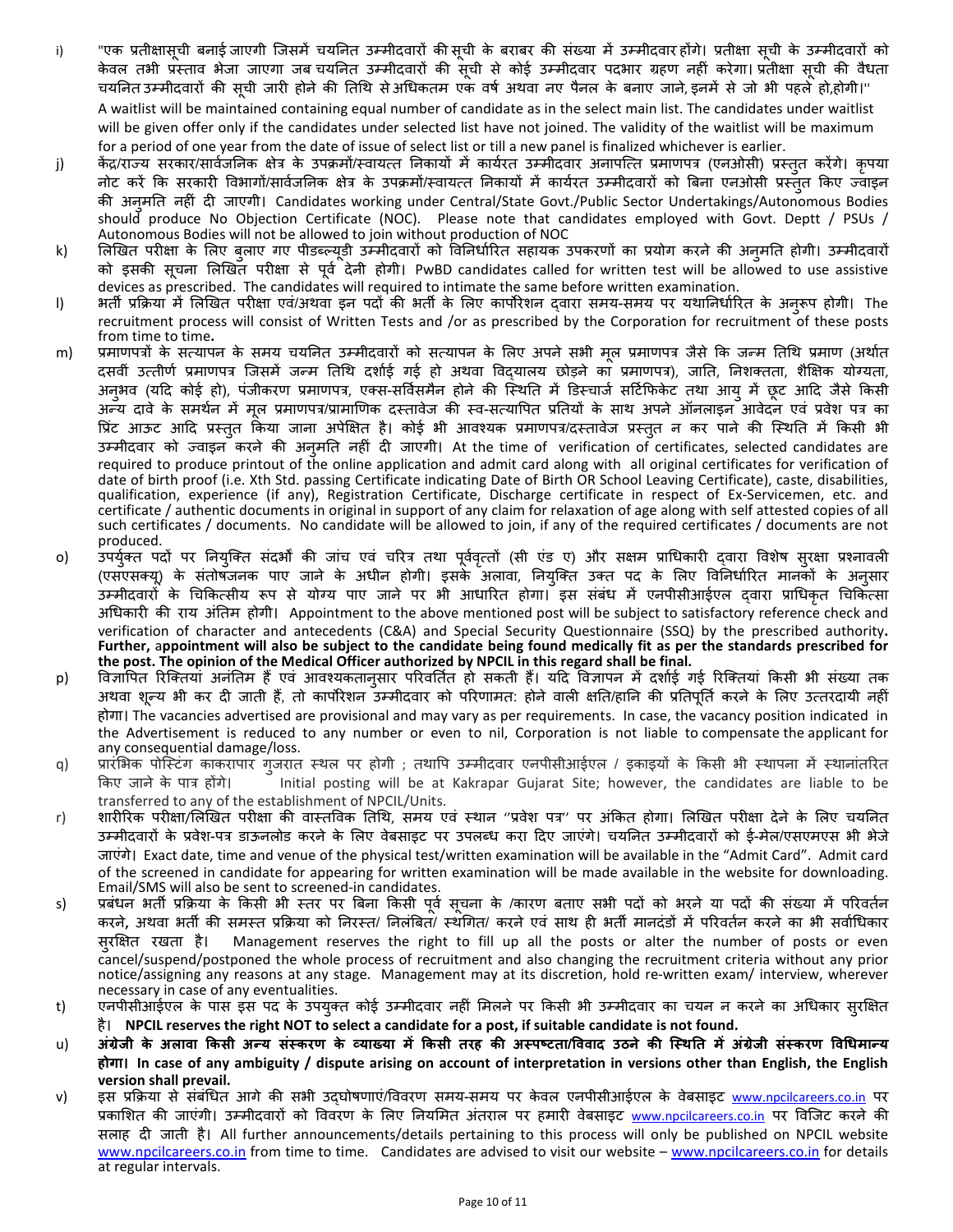i) "एक प्रतीक्षासूची बनाई जाएगी जिसमें चयनित उम्मीदवारों की सूची के बराबर की संख्या में उम्मीदवार होंगे। प्रतीक्षा सूची के उम्मीदवारों को केवल तभी प्रस्ताव भेजा जाएगा जब चयनित उम्मीदवारों की सूची से कोई उम्मीदवार पदभार ग्रहण नहीं करेगा। प्रतीक्षा सूची की वैधता चयनित उम्मीदवारों की सूची जारी होने की तिथि से अधिकतम एक वर्ष अथवा नए पैनल के बनाए जाने, इनमें से जो भी पहले हो,होगी।"
A waitlist will be maintained containing equal number of candidate as in the select main list. The candidates under waitlist will be given offer only if the candidates under selected list have not joined. The validity of the waitlist will be maximum for a period of one year from the date of issue of select list or till a new panel is finalized whichever is earlier.

j) केंद्र/राज्य सरकार/सार्वजनिक क्षेत्र के उपक्रमों/स्वायत्त निकायों में कार्यरत उम्मीदवार अनापत्ति प्रमाणपत्र (एनओसी) प्रस्तुत करेंगे। कृपया नोट करें कि सरकारी विभागों/सार्वजनिक क्षेत्र के उपक्रमों/स्वायत्त निकायों में कार्यरत उम्मीदवारों को बिना एनओसी प्रस्तुत किए ज्वाइन की अनुमति नहीं दी जाएगी। Candidates working under Central/State Govt./Public Sector Undertakings/Autonomous Bodies should produce No Objection Certificate (NOC). Please note that candidates employed with Govt. Deptt / PSUs / Autonomous Bodies will not be allowed to join without production of NOC

k) लिखित परीक्षा के लिए बुलाए गए पीडब्ल्यूडी उम्मीदवारों को विनिर्धारित सहायक उपकरणों का प्रयोग करने की अनुमति होगी। उम्मीदवारों को इसकी सूचना लिखित परीक्षा से पूर्व देनी होगी। PwBD candidates called for written test will be allowed to use assistive devices as prescribed. The candidates will required to intimate the same before written examination.

l) भर्ती प्रक्रिया में लिखित परीक्षा एवं/अथवा इन पदों की भर्ती के लिए कार्पोरेशन द्वारा समय-समय पर यथानिर्धारित के अनुरूप होगी। The recruitment process will consist of Written Tests and /or as prescribed by the Corporation for recruitment of these posts from time to time.

m) प्रमाणपत्रों के सत्यापन के समय चयनित उम्मीदवारों को सत्यापन के लिए अपने सभी मूल प्रमाणपत्र जैसे कि जन्म तिथि प्रमाण (अर्थात दसवीं उत्तीर्ण प्रमाणपत्र जिसमें जन्म तिथि दर्शाई गई हो अथवा विद्यालय छोड़ने का प्रमाणपत्र), जाति, निशक्तता, शैक्षिक योग्यता, अनुभव (यदि कोई हो), पंजीकरण प्रमाणपत्र, एक्स-सर्विसमैन होने की स्थिति में डिस्चार्ज सर्टिफिकेट तथा आयु में छूट आदि जैसे किसी अन्य दावे के समर्थन में मूल प्रमाणपत्र/प्रामाणिक दस्तावेज की स्व-सत्यापित प्रतियों के साथ अपने ऑनलाइन आवेदन एवं प्रवेश पत्र का प्रिंट आऊट आदि प्रस्तुत किया जाना अपेक्षित है। कोई भी आवश्यक प्रमाणपत्र/दस्तावेज प्रस्तुत न कर पाने की स्थिति में किसी भी उम्मीदवार को ज्वाइन करने की अनुमति नहीं दी जाएगी। At the time of verification of certificates, selected candidates are required to produce printout of the online application and admit card along with all original certificates for verification of date of birth proof (i.e. Xth Std. passing Certificate indicating Date of Birth OR School Leaving Certificate), caste, disabilities, qualification, experience (if any), Registration Certificate, Discharge certificate in respect of Ex-Servicemen, etc. and certificate / authentic documents in original in support of any claim for relaxation of age along with self attested copies of all such certificates / documents. No candidate will be allowed to join, if any of the required certificates / documents are not produced.

o) उपर्युक्त पदों पर नियुक्ति संदर्भों की जांच एवं चरित्र तथा पूर्ववृत्तों (सी एंड ए) और सक्षम प्राधिकारी द्वारा विशेष सुरक्षा प्रश्नावली (एसएसक्यू) के संतोषजनक पाए जाने के अधीन होगी। इसके अलावा, नियुक्ति उक्त पद के लिए विनिर्धारित मानकों के अनुसार उम्मीदवारों के चिकित्सीय रूप से योग्य पाए जाने पर भी आधारित होगा। इस संबंध में एनपीसीआईएल द्वारा प्राधिकृत चिकित्सा अधिकारी की राय अंतिम होगी। Appointment to the above mentioned post will be subject to satisfactory reference check and verification of character and antecedents (C&A) and Special Security Questionnaire (SSQ) by the prescribed authority**. Further,** **appointment will also be subject to the candidate being found medically fit as per the standards prescribed for the post. The opinion of the Medical Officer authorized by NPCIL in this regard shall be final.**

p) विज्ञापित रिक्तियां अनंतिम हैं एवं आवश्यकतानुसार परिवर्तित हो सकती हैं। यदि विज्ञापन में दर्शाई गई रिक्तियां किसी भी संख्या तक अथवा शून्य भी कर दी जाती हैं, तो कार्पोरेशन उम्मीदवार को परिणामत: होने वाली क्षति/हानि की प्रतिपूर्ति करने के लिए उत्तरदायी नहीं होगा। The vacancies advertised are provisional and may vary as per requirements. In case, the vacancy position indicated in the Advertisement is reduced to any number or even to nil, Corporation is not liable to compensate the applicant for any consequential damage/loss.

q) प्रारंभिक पोस्टिंग काकरापार गुजरात स्थल पर होगी ; तथापि उम्मीदवार एनपीसीआईएल / इकाइयों के किसी भी स्थापना में स्थानांतरित किए जाने के पात्र होंगे। Initial posting will be at Kakrapar Gujarat Site; however, the candidates are liable to be transferred to any of the establishment of NPCIL/Units.

r) शारीरिक परीक्षा/लिखित परीक्षा की वास्तविक तिथि, समय एवं स्थान "प्रवेश पत्र" पर अंकित होगा। लिखित परीक्षा देने के लिए चयनित उम्मीदवारों के प्रवेश-पत्र डाऊनलोड करने के लिए वेबसाइट पर उपलब्ध करा दिए जाएंगे। चयनित उम्मीदवारों को ई-मेल/एसएमएस भी भेजे जाएंगे। Exact date, time and venue of the physical test/written examination will be available in the "Admit Card". Admit card of the screened in candidate for appearing for written examination will be made available in the website for downloading. Email/SMS will also be sent to screened-in candidates.

s) प्रबंधन भर्ती प्रक्रिया के किसी भी स्तर पर बिना किसी पूर्व सूचना के /कारण बताए सभी पदों को भरने या पदों की संख्या में परिवर्तन करने, अथवा भर्ती की समस्त प्रक्रिया को निरस्त/ निलंबित/ स्थगित/ करने एवं साथ ही भर्ती मानदंडों में परिवर्तन करने का भी सर्वाधिकार सुरक्षित रखता है। Management reserves the right to fill up all the posts or alter the number of posts or even cancel/suspend/postponed the whole process of recruitment and also changing the recruitment criteria without any prior notice/assigning any reasons at any stage. Management may at its discretion, hold re-written exam/ interview, wherever necessary in case of any eventualities.

t) एनपीसीआईएल के पास इस पद के उपयुक्त कोई उम्मीदवार नहीं मिलने पर किसी भी उम्मीदवार का चयन न करने का अधिकार सुरक्षित है। **NPCIL reserves the right NOT to select a candidate for a post, if suitable candidate is not found.**

u) **अंग्रेजी के अलावा किसी अन्य संस्करण के व्याख्या में किसी तरह की अस्पष्टता/विवाद उठने की स्थिति में अंग्रेजी संस्करण विधिमान्य होगा। In case of any ambiguity / dispute arising on account of interpretation in versions other than English, the English version shall prevail.**

v) इस प्रक्रिया से संबंधित आगे की सभी उद्घोषणाएं/विवरण समय-समय पर केवल एनपीसीआईएल के वेबसाइट www.npcilcareers.co.in पर प्रकाशित की जाएंगी। उम्मीदवारों को विवरण के लिए नियमित अंतराल पर हमारी वेबसाइट www.npcilcareers.co.in पर विजिट करने की सलाह दी जाती है। All further announcements/details pertaining to this process will only be published on NPCIL website www.npcilcareers.co.in from time to time. Candidates are advised to visit our website – www.npcilcareers.co.in for details at regular intervals.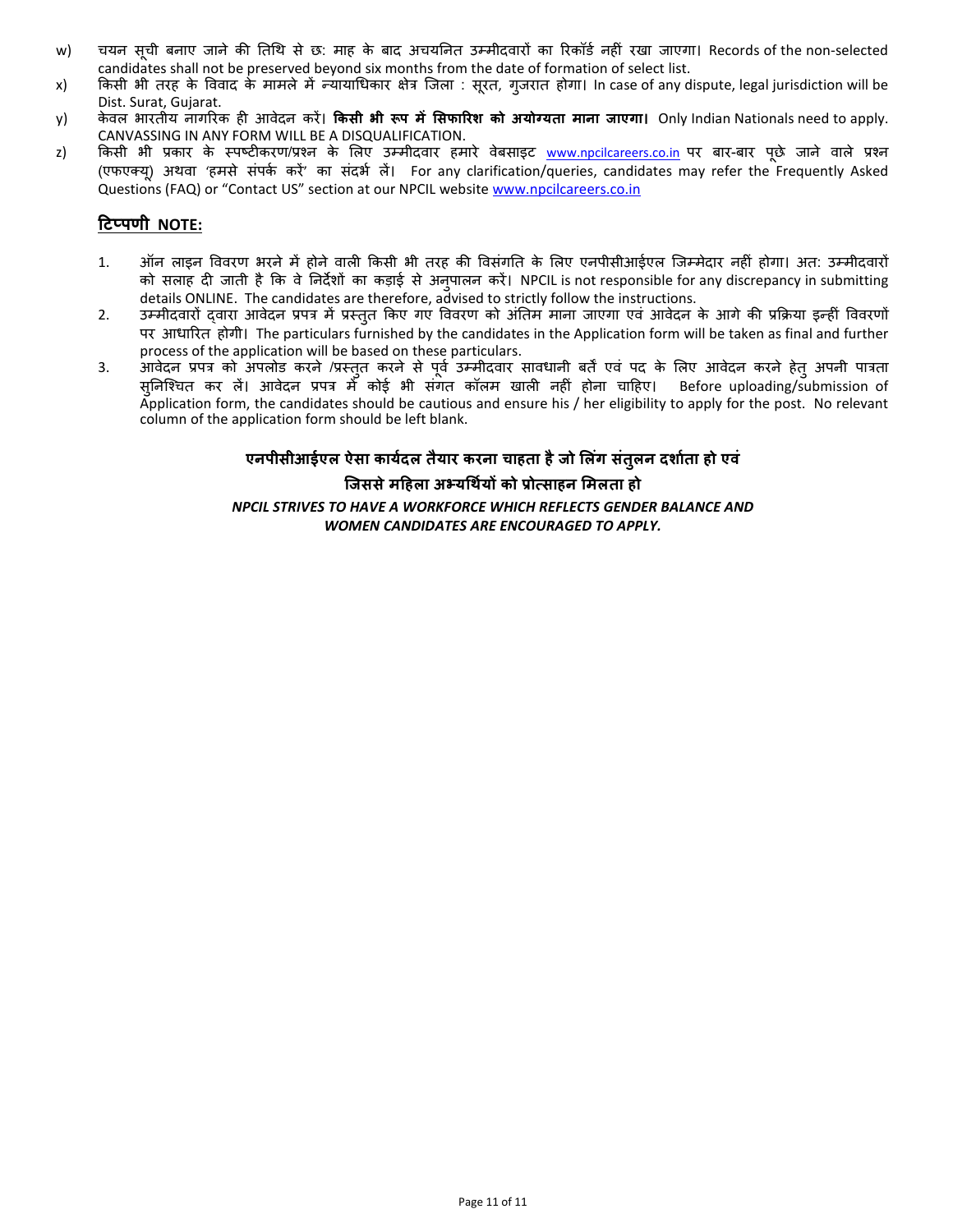w) चयन सूची बनाए जाने की तिथि से छ: माह के बाद अचयनित उम्मीदवारों का रिकॉर्ड नहीं रखा जाएगा। Records of the non-selected candidates shall not be preserved beyond six months from the date of formation of select list.

x) किसी भी तरह के विवाद के मामले में न्यायाधिकार क्षेत्र जिला : सूरत, गुजरात होगा। In case of any dispute, legal jurisdiction will be Dist. Surat, Gujarat.

y) केवल भारतीय नागरिक ही आवेदन करें। **किसी भी रूप में सिफारिश को अयोग्यता माना जाएगा।** Only Indian Nationals need to apply. CANVASSING IN ANY FORM WILL BE A DISQUALIFICATION.

z) किसी भी प्रकार के स्पष्टीकरण/प्रश्न के लिए उम्मीदवार हमारे वेबसाइट www.npcilcareers.co.in पर बार-बार पूछे जाने वाले प्रश्न (एफएक्यू) अथवा 'हमसे संपर्क करें' का संदर्भ लें। For any clarification/queries, candidates may refer the Frequently Asked Questions (FAQ) or "Contact US" section at our NPCIL website www.npcilcareers.co.in

## टिप्पणी NOTE:

1. ऑन लाइन विवरण भरने में होने वाली किसी भी तरह की विसंगति के लिए एनपीसीआईएल जिम्मेदार नहीं होगा। अत: उम्मीदवारों को सलाह दी जाती है कि वे निर्देशों का कड़ाई से अनुपालन करें। NPCIL is not responsible for any discrepancy in submitting details ONLINE. The candidates are therefore, advised to strictly follow the instructions.
2. उम्मीदवारों द्वारा आवेदन प्रपत्र में प्रस्तुत किए गए विवरण को अंतिम माना जाएगा एवं आवेदन के आगे की प्रक्रिया इन्हीं विवरणों पर आधारित होगी। The particulars furnished by the candidates in the Application form will be taken as final and further process of the application will be based on these particulars.
3. आवेदन प्रपत्र को अपलोड करने /प्रस्तुत करने से पूर्व उम्मीदवार सावधानी बर्तें एवं पद के लिए आवेदन करने हेतु अपनी पात्रता सुनिश्चित कर लें। आवेदन प्रपत्र में कोई भी संगत कॉलम खाली नहीं होना चाहिए। Before uploading/submission of Application form, the candidates should be cautious and ensure his / her eligibility to apply for the post. No relevant column of the application form should be left blank.

**एनपीसीआईएल ऐसा कार्यदल तैयार करना चाहता है जो लिंग संतुलन दर्शाता हो एवं जिससे महिला अभ्यर्थियों को प्रोत्साहन मिलता हो**

***NPCIL STRIVES TO HAVE A WORKFORCE WHICH REFLECTS GENDER BALANCE AND WOMEN CANDIDATES ARE ENCOURAGED TO APPLY.***